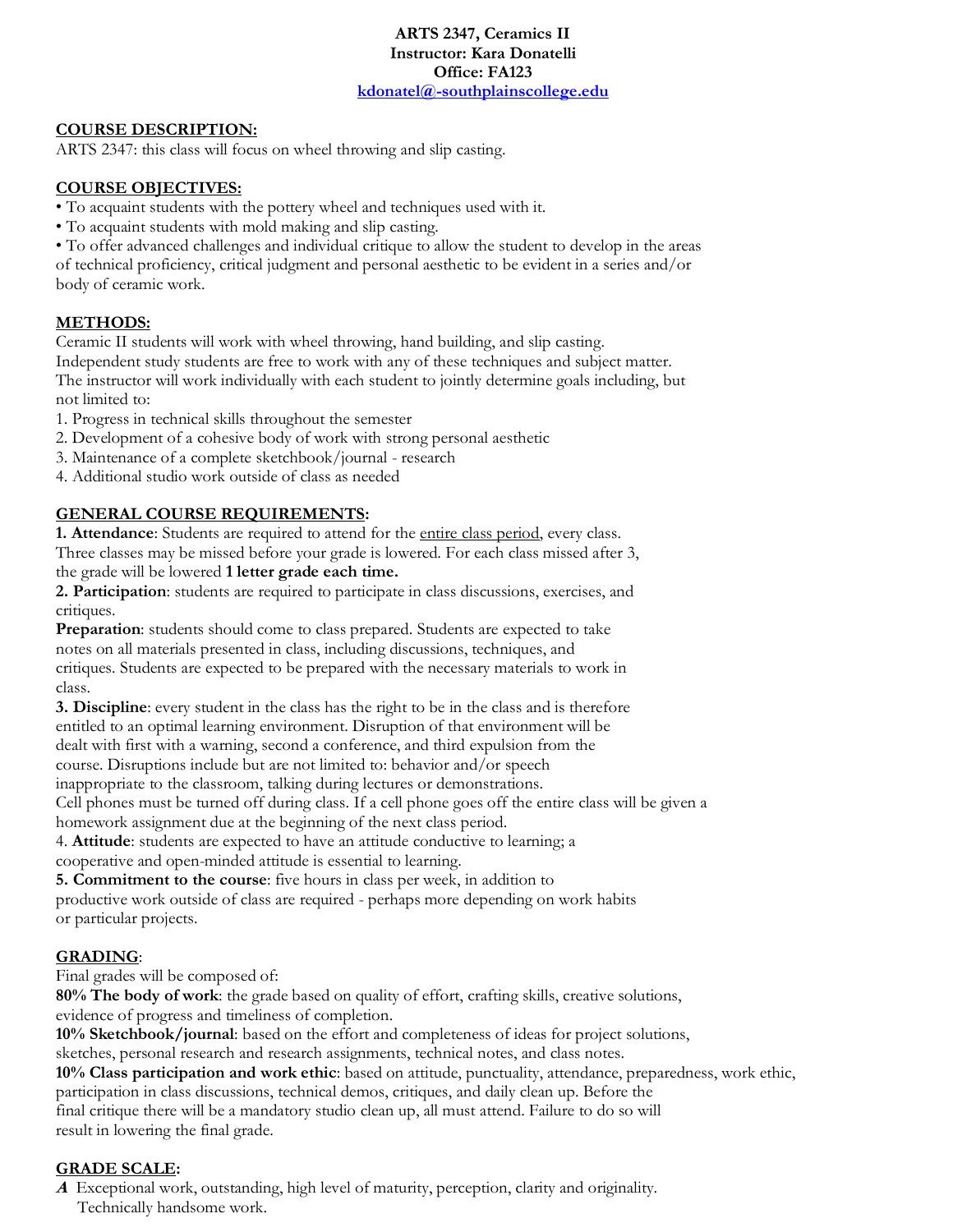**ARTS 2347, Ceramics II**
**Instructor: Kara Donatelli**
**Office: FA123**
[kdonatel@-southplainscollege.edu](mailto:kdonatel@-southplainscollege.edu)

## COURSE DESCRIPTION:

ARTS 2347: this class will focus on wheel throwing and slip casting.

## COURSE OBJECTIVES:

- To acquaint students with the pottery wheel and techniques used with it.
- To acquaint students with mold making and slip casting.
- To offer advanced challenges and individual critique to allow the student to develop in the areas of technical proficiency, critical judgment and personal aesthetic to be evident in a series and/or body of ceramic work.

## METHODS:

Ceramic II students will work with wheel throwing, hand building, and slip casting. Independent study students are free to work with any of these techniques and subject matter. The instructor will work individually with each student to jointly determine goals including, but not limited to:

1. Progress in technical skills throughout the semester
2. Development of a cohesive body of work with strong personal aesthetic
3. Maintenance of a complete sketchbook/journal - research
4. Additional studio work outside of class as needed

## GENERAL COURSE REQUIREMENTS:

**1. Attendance**: Students are required to attend for the entire class period, every class. Three classes may be missed before your grade is lowered. For each class missed after 3, the grade will be lowered **1 letter grade each time.**

**2. Participation**: students are required to participate in class discussions, exercises, and critiques.

**Preparation**: students should come to class prepared. Students are expected to take notes on all materials presented in class, including discussions, techniques, and critiques. Students are expected to be prepared with the necessary materials to work in class.

**3. Discipline**: every student in the class has the right to be in the class and is therefore entitled to an optimal learning environment. Disruption of that environment will be dealt with first with a warning, second a conference, and third expulsion from the course. Disruptions include but are not limited to: behavior and/or speech inappropriate to the classroom, talking during lectures or demonstrations.
Cell phones must be turned off during class. If a cell phone goes off the entire class will be given a homework assignment due at the beginning of the next class period.

4. **Attitude**: students are expected to have an attitude conductive to learning; a cooperative and open-minded attitude is essential to learning.

**5. Commitment to the course**: five hours in class per week, in addition to productive work outside of class are required - perhaps more depending on work habits or particular projects.

## GRADING:

Final grades will be composed of:

**80% The body of work**: the grade based on quality of effort, crafting skills, creative solutions, evidence of progress and timeliness of completion.

**10% Sketchbook/journal**: based on the effort and completeness of ideas for project solutions, sketches, personal research and research assignments, technical notes, and class notes.

**10% Class participation and work ethic**: based on attitude, punctuality, attendance, preparedness, work ethic, participation in class discussions, technical demos, critiques, and daily clean up. Before the final critique there will be a mandatory studio clean up, all must attend. Failure to do so will result in lowering the final grade.

## GRADE SCALE:

***A*** Exceptional work, outstanding, high level of maturity, perception, clarity and originality. Technically handsome work.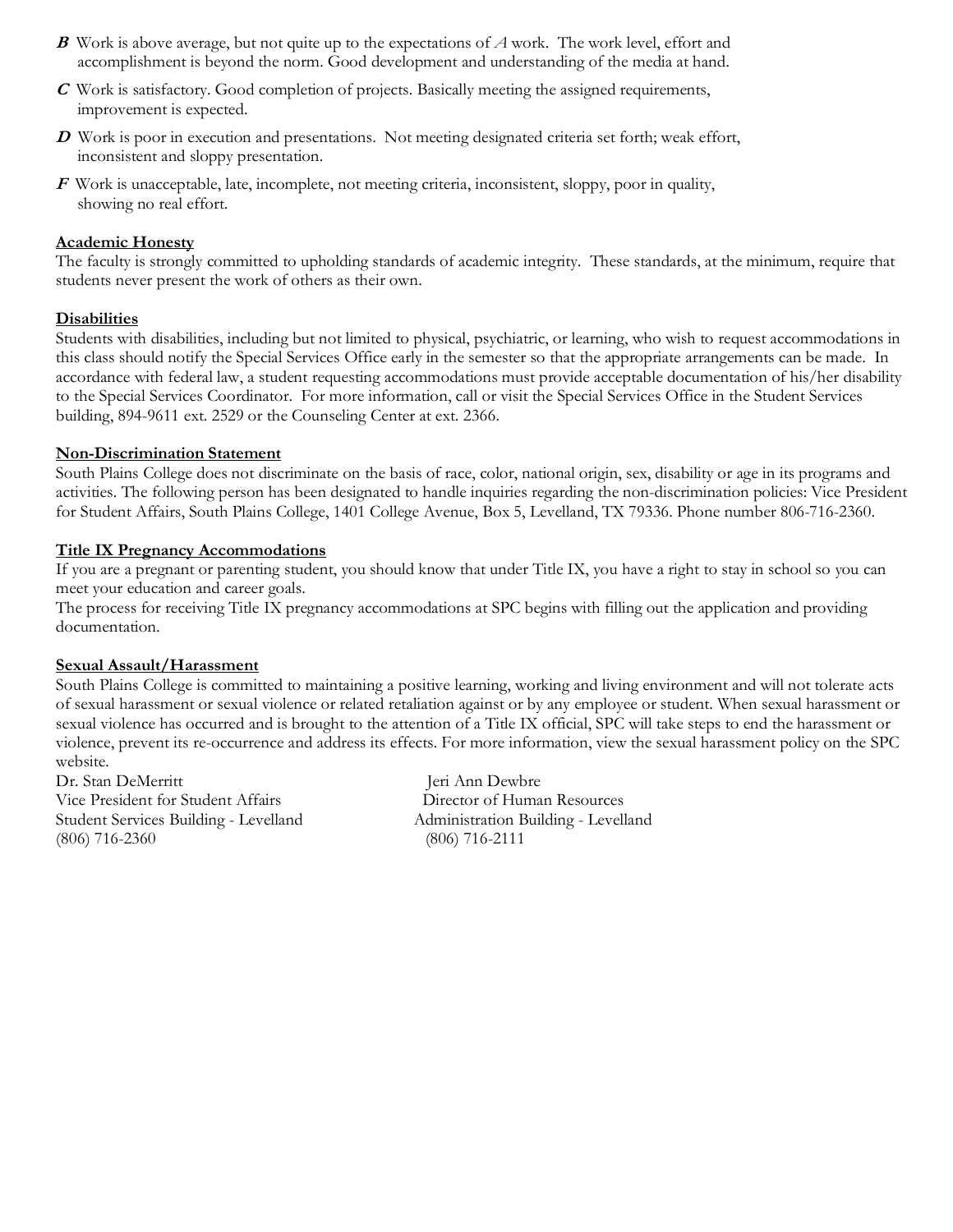***B*** Work is above average, but not quite up to the expectations of *A* work. The work level, effort and accomplishment is beyond the norm. Good development and understanding of the media at hand.

***C*** Work is satisfactory. Good completion of projects. Basically meeting the assigned requirements, improvement is expected.

***D*** Work is poor in execution and presentations. Not meeting designated criteria set forth; weak effort, inconsistent and sloppy presentation.

***F*** Work is unacceptable, late, incomplete, not meeting criteria, inconsistent, sloppy, poor in quality, showing no real effort.

**Academic Honesty**

The faculty is strongly committed to upholding standards of academic integrity. These standards, at the minimum, require that students never present the work of others as their own.

**Disabilities**

Students with disabilities, including but not limited to physical, psychiatric, or learning, who wish to request accommodations in this class should notify the Special Services Office early in the semester so that the appropriate arrangements can be made. In accordance with federal law, a student requesting accommodations must provide acceptable documentation of his/her disability to the Special Services Coordinator. For more information, call or visit the Special Services Office in the Student Services building, 894-9611 ext. 2529 or the Counseling Center at ext. 2366.

**Non-Discrimination Statement**

South Plains College does not discriminate on the basis of race, color, national origin, sex, disability or age in its programs and activities. The following person has been designated to handle inquiries regarding the non-discrimination policies: Vice President for Student Affairs, South Plains College, 1401 College Avenue, Box 5, Levelland, TX 79336. Phone number 806-716-2360.

**Title IX Pregnancy Accommodations**

If you are a pregnant or parenting student, you should know that under Title IX, you have a right to stay in school so you can meet your education and career goals.
The process for receiving Title IX pregnancy accommodations at SPC begins with filling out the application and providing documentation.

**Sexual Assault/Harassment**

South Plains College is committed to maintaining a positive learning, working and living environment and will not tolerate acts of sexual harassment or sexual violence or related retaliation against or by any employee or student. When sexual harassment or sexual violence has occurred and is brought to the attention of a Title IX official, SPC will take steps to end the harassment or violence, prevent its re-occurrence and address its effects. For more information, view the sexual harassment policy on the SPC website.

Dr. Stan DeMerritt
Vice President for Student Affairs
Student Services Building - Levelland
(806) 716-2360

Jeri Ann Dewbre
Director of Human Resources
Administration Building - Levelland
(806) 716-2111